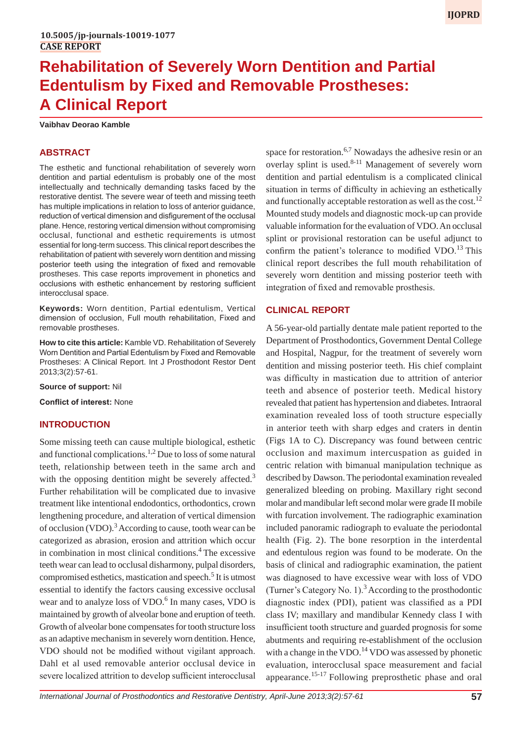10.5005/jp-journals-10019-1077

CASE REPORT

# Rehabilitation of Severely Worn Dentition and Partial Edentulism by Fixed and Removable Prostheses: A Clinical Report

**Vaibhav Deorao Kamble**

## ABSTRACT

The esthetic and functional rehabilitation of severely worn dentition and partial edentulism is probably one of the most intellectually and technically demanding tasks faced by the restorative dentist. The severe wear of teeth and missing teeth has multiple implications in relation to loss of anterior guidance, reduction of vertical dimension and disfigurement of the occlusal plane. Hence, restoring vertical dimension without compromising occlusal, functional and esthetic requirements is utmost essential for long-term success. This clinical report describes the rehabilitation of patient with severely worn dentition and missing posterior teeth using the integration of fixed and removable prostheses. This case reports improvement in phonetics and occlusions with esthetic enhancement by restoring sufficient interocclusal space.

**Keywords:** Worn dentition, Partial edentulism, Vertical dimension of occlusion, Full mouth rehabilitation, Fixed and removable prostheses.

**How to cite this article:** Kamble VD. Rehabilitation of Severely Worn Dentition and Partial Edentulism by Fixed and Removable Prostheses: A Clinical Report. Int J Prosthodont Restor Dent 2013;3(2):57-61.

**Source of support:** Nil

**Conflict of interest:** None

## INTRODUCTION

Some missing teeth can cause multiple biological, esthetic and functional complications.[1,2] Due to loss of some natural teeth, relationship between teeth in the same arch and with the opposing dentition might be severely affected.[3] Further rehabilitation will be complicated due to invasive treatment like intentional endodontics, orthodontics, crown lengthening procedure, and alteration of vertical dimension of occlusion (VDO).[3] According to cause, tooth wear can be categorized as abrasion, erosion and attrition which occur in combination in most clinical conditions.[4] The excessive teeth wear can lead to occlusal disharmony, pulpal disorders, compromised esthetics, mastication and speech.[5] It is utmost essential to identify the factors causing excessive occlusal wear and to analyze loss of VDO.[6] In many cases, VDO is maintained by growth of alveolar bone and eruption of teeth. Growth of alveolar bone compensates for tooth structure loss as an adaptive mechanism in severely worn dentition. Hence, VDO should not be modified without vigilant approach. Dahl et al used removable anterior occlusal device in severe localized attrition to develop sufficient interocclusal space for restoration.[6,7] Nowadays the adhesive resin or an overlay splint is used.[8-11] Management of severely worn dentition and partial edentulism is a complicated clinical situation in terms of difficulty in achieving an esthetically and functionally acceptable restoration as well as the cost.[12] Mounted study models and diagnostic mock-up can provide valuable information for the evaluation of VDO. An occlusal splint or provisional restoration can be useful adjunct to confirm the patient's tolerance to modified VDO.[13] This clinical report describes the full mouth rehabilitation of severely worn dentition and missing posterior teeth with integration of fixed and removable prosthesis.

## CLINICAL REPORT

A 56-year-old partially dentate male patient reported to the Department of Prosthodontics, Government Dental College and Hospital, Nagpur, for the treatment of severely worn dentition and missing posterior teeth. His chief complaint was difficulty in mastication due to attrition of anterior teeth and absence of posterior teeth. Medical history revealed that patient has hypertension and diabetes. Intraoral examination revealed loss of tooth structure especially in anterior teeth with sharp edges and craters in dentin (Figs 1A to C). Discrepancy was found between centric occlusion and maximum intercuspation as guided in centric relation with bimanual manipulation technique as described by Dawson. The periodontal examination revealed generalized bleeding on probing. Maxillary right second molar and mandibular left second molar were grade II mobile with furcation involvement. The radiographic examination included panoramic radiograph to evaluate the periodontal health (Fig. 2). The bone resorption in the interdental and edentulous region was found to be moderate. On the basis of clinical and radiographic examination, the patient was diagnosed to have excessive wear with loss of VDO (Turner's Category No. 1).[3] According to the prosthodontic diagnostic index (PDI), patient was classified as a PDI class IV; maxillary and mandibular Kennedy class I with insufficient tooth structure and guarded prognosis for some abutments and requiring re-establishment of the occlusion with a change in the VDO.[14] VDO was assessed by phonetic evaluation, interocclusal space measurement and facial appearance.[15-17] Following preprosthetic phase and oral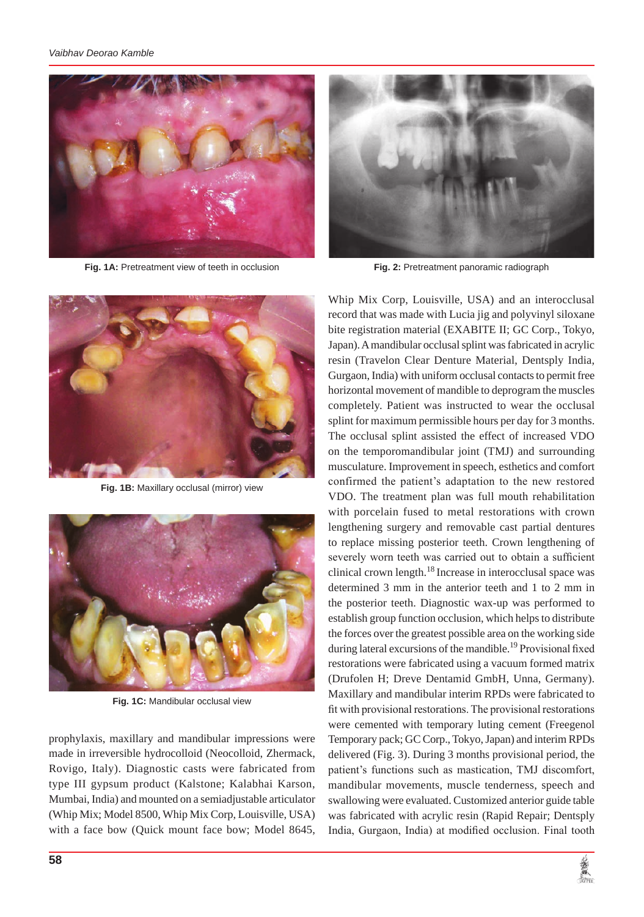Fig. 1A: Pretreatment view of teeth in occlusion

Fig. 2: Pretreatment panoramic radiograph

Fig. 1B: Maxillary occlusal (mirror) view

Fig. 1C: Mandibular occlusal view

prophylaxis, maxillary and mandibular impressions were made in irreversible hydrocolloid (Neocolloid, Zhermack, Rovigo, Italy). Diagnostic casts were fabricated from type III gypsum product (Kalstone; Kalabhai Karson, Mumbai, India) and mounted on a semiadjustable articulator (Whip Mix; Model 8500, Whip Mix Corp, Louisville, USA) with a face bow (Quick mount face bow; Model 8645, Whip Mix Corp, Louisville, USA) and an interocclusal record that was made with Lucia jig and polyvinyl siloxane bite registration material (EXABITE II; GC Corp., Tokyo, Japan). A mandibular occlusal splint was fabricated in acrylic resin (Travelon Clear Denture Material, Dentsply India, Gurgaon, India) with uniform occlusal contacts to permit free horizontal movement of mandible to deprogram the muscles completely. Patient was instructed to wear the occlusal splint for maximum permissible hours per day for 3 months. The occlusal splint assisted the effect of increased VDO on the temporomandibular joint (TMJ) and surrounding musculature. Improvement in speech, esthetics and comfort confirmed the patient's adaptation to the new restored VDO. The treatment plan was full mouth rehabilitation with porcelain fused to metal restorations with crown lengthening surgery and removable cast partial dentures to replace missing posterior teeth. Crown lengthening of severely worn teeth was carried out to obtain a sufficient clinical crown length.[18] Increase in interocclusal space was determined 3 mm in the anterior teeth and 1 to 2 mm in the posterior teeth. Diagnostic wax-up was performed to establish group function occlusion, which helps to distribute the forces over the greatest possible area on the working side during lateral excursions of the mandible.[19] Provisional fixed restorations were fabricated using a vacuum formed matrix (Drufolen H; Dreve Dentamid GmbH, Unna, Germany). Maxillary and mandibular interim RPDs were fabricated to fit with provisional restorations. The provisional restorations were cemented with temporary luting cement (Freegenol Temporary pack; GC Corp., Tokyo, Japan) and interim RPDs delivered (Fig. 3). During 3 months provisional period, the patient's functions such as mastication, TMJ discomfort, mandibular movements, muscle tenderness, speech and swallowing were evaluated. Customized anterior guide table was fabricated with acrylic resin (Rapid Repair; Dentsply India, Gurgaon, India) at modified occlusion. Final tooth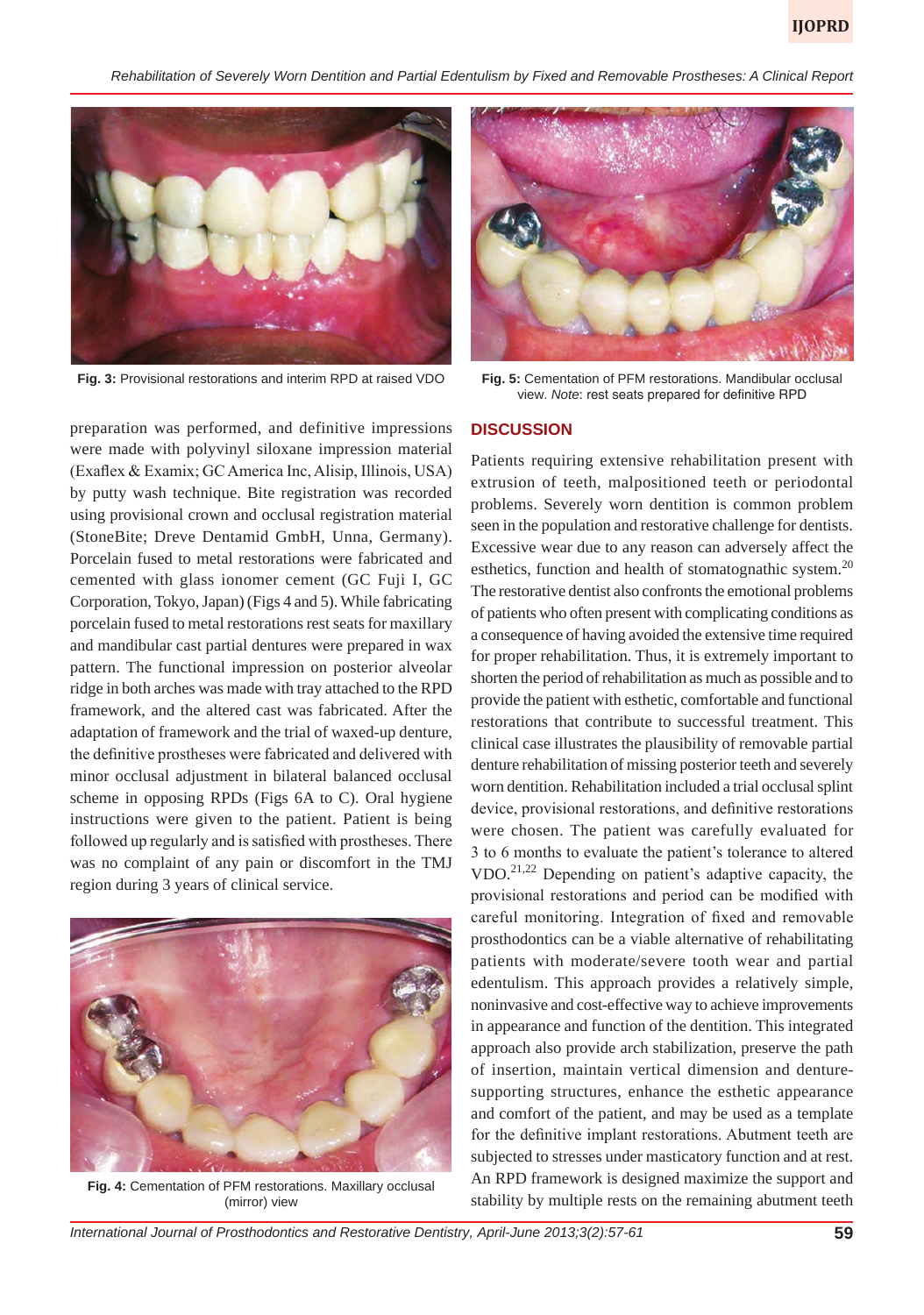Fig. 3: Provisional restorations and interim RPD at raised VDO

Fig. 5: Cementation of PFM restorations. Mandibular occlusal view. *Note*: rest seats prepared for definitive RPD

preparation was performed, and definitive impressions were made with polyvinyl siloxane impression material (Exaflex & Examix; GC America Inc, Alisip, Illinois, USA) by putty wash technique. Bite registration was recorded using provisional crown and occlusal registration material (StoneBite; Dreve Dentamid GmbH, Unna, Germany). Porcelain fused to metal restorations were fabricated and cemented with glass ionomer cement (GC Fuji I, GC Corporation, Tokyo, Japan) (Figs 4 and 5). While fabricating porcelain fused to metal restorations rest seats for maxillary and mandibular cast partial dentures were prepared in wax pattern. The functional impression on posterior alveolar ridge in both arches was made with tray attached to the RPD framework, and the altered cast was fabricated. After the adaptation of framework and the trial of waxed-up denture, the definitive prostheses were fabricated and delivered with minor occlusal adjustment in bilateral balanced occlusal scheme in opposing RPDs (Figs 6A to C). Oral hygiene instructions were given to the patient. Patient is being followed up regularly and is satisfied with prostheses. There was no complaint of any pain or discomfort in the TMJ region during 3 years of clinical service.

Fig. 4: Cementation of PFM restorations. Maxillary occlusal (mirror) view

## DISCUSSION

Patients requiring extensive rehabilitation present with extrusion of teeth, malpositioned teeth or periodontal problems. Severely worn dentition is common problem seen in the population and restorative challenge for dentists. Excessive wear due to any reason can adversely affect the esthetics, function and health of stomatognathic system.[20] The restorative dentist also confronts the emotional problems of patients who often present with complicating conditions as a consequence of having avoided the extensive time required for proper rehabilitation. Thus, it is extremely important to shorten the period of rehabilitation as much as possible and to provide the patient with esthetic, comfortable and functional restorations that contribute to successful treatment. This clinical case illustrates the plausibility of removable partial denture rehabilitation of missing posterior teeth and severely worn dentition. Rehabilitation included a trial occlusal splint device, provisional restorations, and definitive restorations were chosen. The patient was carefully evaluated for 3 to 6 months to evaluate the patient's tolerance to altered VDO.[21,22] Depending on patient's adaptive capacity, the provisional restorations and period can be modified with careful monitoring. Integration of fixed and removable prosthodontics can be a viable alternative of rehabilitating patients with moderate/severe tooth wear and partial edentulism. This approach provides a relatively simple, noninvasive and cost-effective way to achieve improvements in appearance and function of the dentition. This integrated approach also provide arch stabilization, preserve the path of insertion, maintain vertical dimension and denture-supporting structures, enhance the esthetic appearance and comfort of the patient, and may be used as a template for the definitive implant restorations. Abutment teeth are subjected to stresses under masticatory function and at rest. An RPD framework is designed maximize the support and stability by multiple rests on the remaining abutment teeth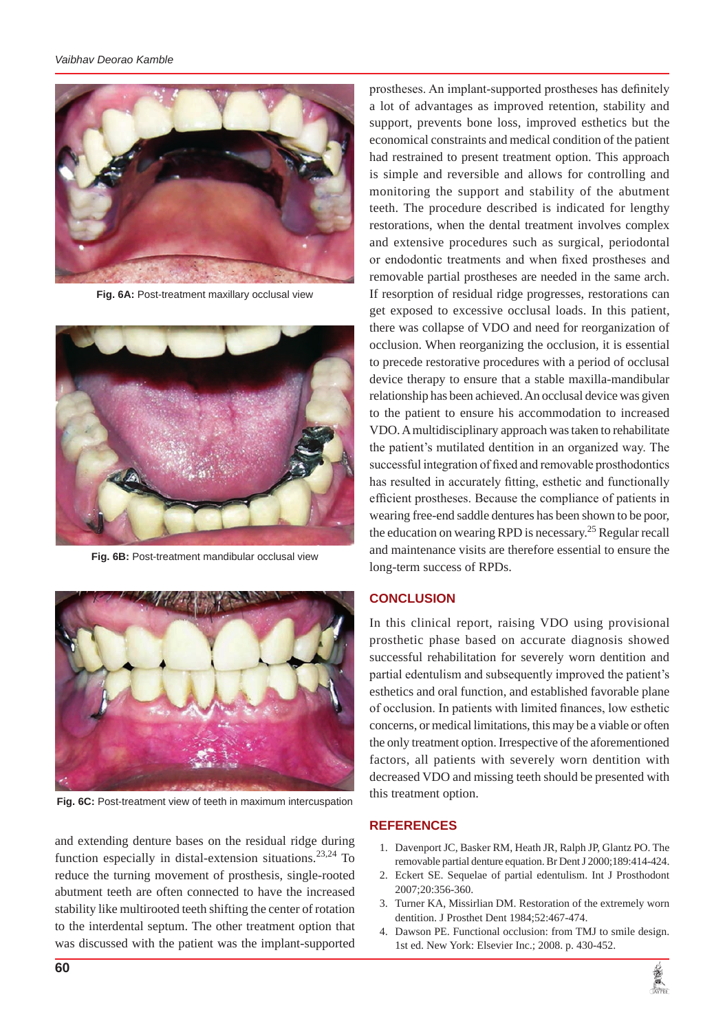Fig. 6A: Post-treatment maxillary occlusal view

Fig. 6B: Post-treatment mandibular occlusal view

Fig. 6C: Post-treatment view of teeth in maximum intercuspation

and extending denture bases on the residual ridge during function especially in distal-extension situations.[23,24] To reduce the turning movement of prosthesis, single-rooted abutment teeth are often connected to have the increased stability like multirooted teeth shifting the center of rotation to the interdental septum. The other treatment option that was discussed with the patient was the implant-supported prostheses. An implant-supported prostheses has definitely a lot of advantages as improved retention, stability and support, prevents bone loss, improved esthetics but the economical constraints and medical condition of the patient had restrained to present treatment option. This approach is simple and reversible and allows for controlling and monitoring the support and stability of the abutment teeth. The procedure described is indicated for lengthy restorations, when the dental treatment involves complex and extensive procedures such as surgical, periodontal or endodontic treatments and when fixed prostheses and removable partial prostheses are needed in the same arch. If resorption of residual ridge progresses, restorations can get exposed to excessive occlusal loads. In this patient, there was collapse of VDO and need for reorganization of occlusion. When reorganizing the occlusion, it is essential to precede restorative procedures with a period of occlusal device therapy to ensure that a stable maxilla-mandibular relationship has been achieved. An occlusal device was given to the patient to ensure his accommodation to increased VDO. A multidisciplinary approach was taken to rehabilitate the patient's mutilated dentition in an organized way. The successful integration of fixed and removable prosthodontics has resulted in accurately fitting, esthetic and functionally efficient prostheses. Because the compliance of patients in wearing free-end saddle dentures has been shown to be poor, the education on wearing RPD is necessary.[25] Regular recall and maintenance visits are therefore essential to ensure the long-term success of RPDs.

## CONCLUSION

In this clinical report, raising VDO using provisional prosthetic phase based on accurate diagnosis showed successful rehabilitation for severely worn dentition and partial edentulism and subsequently improved the patient's esthetics and oral function, and established favorable plane of occlusion. In patients with limited finances, low esthetic concerns, or medical limitations, this may be a viable or often the only treatment option. Irrespective of the aforementioned factors, all patients with severely worn dentition with decreased VDO and missing teeth should be presented with this treatment option.

## REFERENCES

1. Davenport JC, Basker RM, Heath JR, Ralph JP, Glantz PO. The removable partial denture equation. Br Dent J 2000;189:414-424.
2. Eckert SE. Sequelae of partial edentulism. Int J Prosthodont 2007;20:356-360.
3. Turner KA, Missirlian DM. Restoration of the extremely worn dentition. J Prosthet Dent 1984;52:467-474.
4. Dawson PE. Functional occlusion: from TMJ to smile design. 1st ed. New York: Elsevier Inc.; 2008. p. 430-452.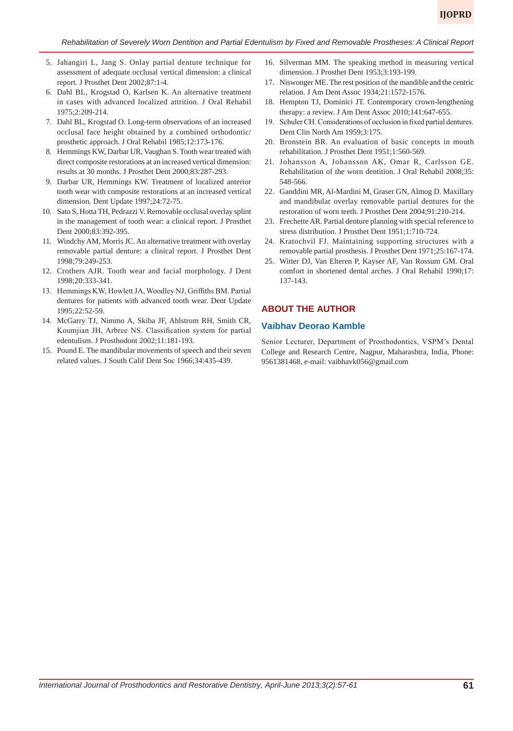5. Jahangiri L, Jang S. Onlay partial denture technique for assessment of adequate occlusal vertical dimension: a clinical report. J Prosthet Dent 2002;87:1-4.
6. Dahl BL, Krogstad O, Karlsen K. An alternative treatment in cases with advanced localized attrition. J Oral Rehabil 1975;2:209-214.
7. Dahl BL, Krogstad O. Long-term observations of an increased occlusal face height obtained by a combined orthodontic/prosthetic approach. J Oral Rehabil 1985;12:173-176.
8. Hemmings KW, Darbar UR, Vaughan S. Tooth wear treated with direct composite restorations at an increased vertical dimension: results at 30 months. J Prosthet Dent 2000;83:287-293.
9. Darbar UR, Hemmings KW. Treatment of localized anterior tooth wear with composite restorations at an increased vertical dimension. Dent Update 1997;24:72-75.
10. Sato S, Hotta TH, Pedrazzi V. Removable occlusal overlay splint in the management of tooth wear: a clinical report. J Prosthet Dent 2000;83:392-395.
11. Windchy AM, Morris JC. An alternative treatment with overlay removable partial denture: a clinical report. J Prosthet Dent 1998;79:249-253.
12. Crothers AJR. Tooth wear and facial morphology. J Dent 1998;20:333-341.
13. Hemmings KW, Howlett JA, Woodley NJ, Griffiths BM. Partial dentures for patients with advanced tooth wear. Dent Update 1995;22:52-59.
14. McGarry TJ, Nimmo A, Skiba JF, Ahlstrom RH, Smith CR, Koumjian JH, Arbree NS. Classification system for partial edentulism. J Prosthodont 2002;11:181-193.
15. Pound E. The mandibular movements of speech and their seven related values. J South Calif Dent Soc 1966;34:435-439.
16. Silverman MM. The speaking method in measuring vertical dimension. J Prosthet Dent 1953;3:193-199.
17. Niswonger ME. The rest position of the mandible and the centric relation. J Am Dent Assoc 1934;21:1572-1576.
18. Hempton TJ, Dominici JT. Contemporary crown-lengthening therapy: a review. J Am Dent Assoc 2010;141:647-655.
19. Schuler CH. Considerations of occlusion in fixed partial dentures. Dent Clin North Am 1959;3:175.
20. Bronstein BR. An evaluation of basic concepts in mouth rehabilitation. J Prosthet Dent 1951;1:560-569.
21. Johansson A, Johansson AK, Omar R, Carlsson GE. Rehabilitation of the worn dentition. J Oral Rehabil 2008;35:548-566.
22. Ganddini MR, Al-Mardini M, Graser GN, Almog D. Maxillary and mandibular overlay removable partial dentures for the restoration of worn teeth. J Prosthet Dent 2004;91:210-214.
23. Frechette AR. Partial denture planning with special reference to stress distribution. J Prosthet Dent 1951;1:710-724.
24. Kratochvil FJ. Maintaining supporting structures with a removable partial prosthesis. J Prosthet Dent 1971;25:167-174.
25. Witter DJ, Van Elteren P, Kayser AF, Van Rossum GM. Oral comfort in shortened dental arches. J Oral Rehabil 1990;17:137-143.

## ABOUT THE AUTHOR

### Vaibhav Deorao Kamble

Senior Lecturer, Department of Prosthodontics, VSPM's Dental College and Research Centre, Nagpur, Maharashtra, India, Phone: 9561381468, e-mail: vaibhavk056@gmail.com